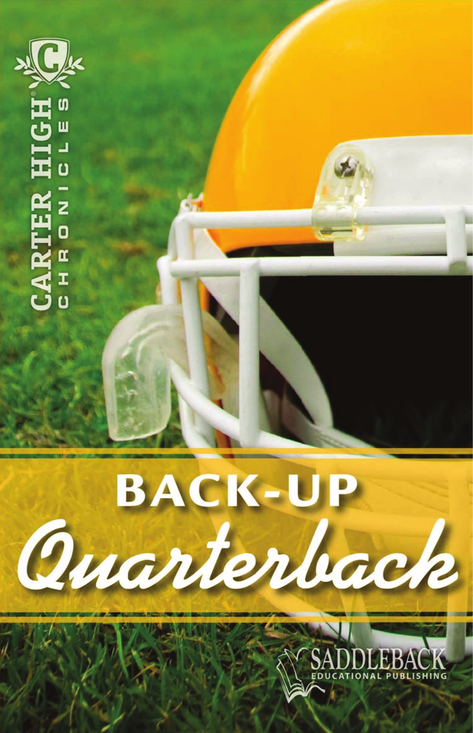CARTER HIGH® CHRONICLES

# BACK-UP Quarterback

SADDLEBACK EDUCATIONAL PUBLISHING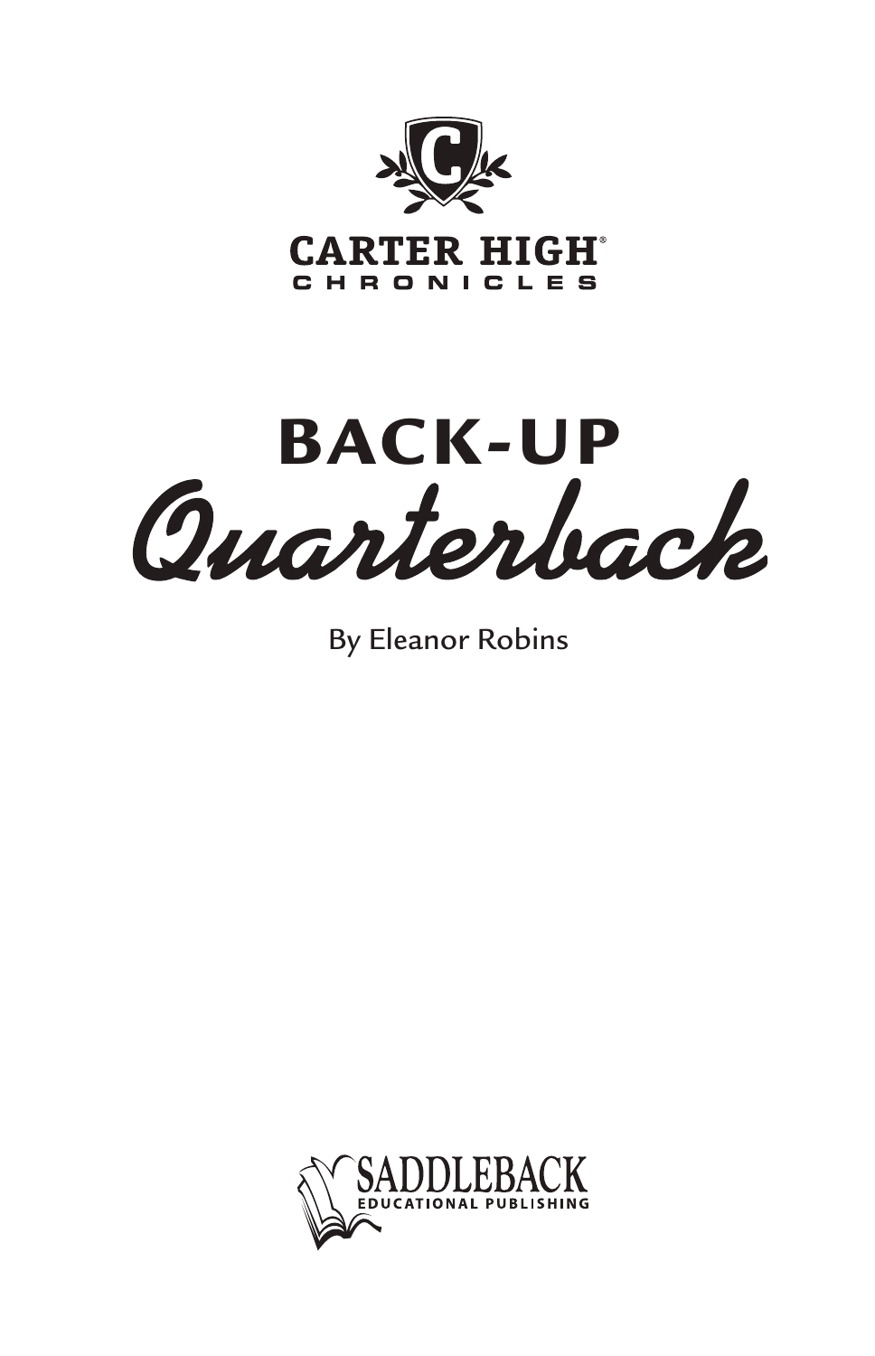CARTER HIGH®
CHRONICLES

# BACK-UP *Quarterback*

By Eleanor Robins

SADDLEBACK
EDUCATIONAL PUBLISHING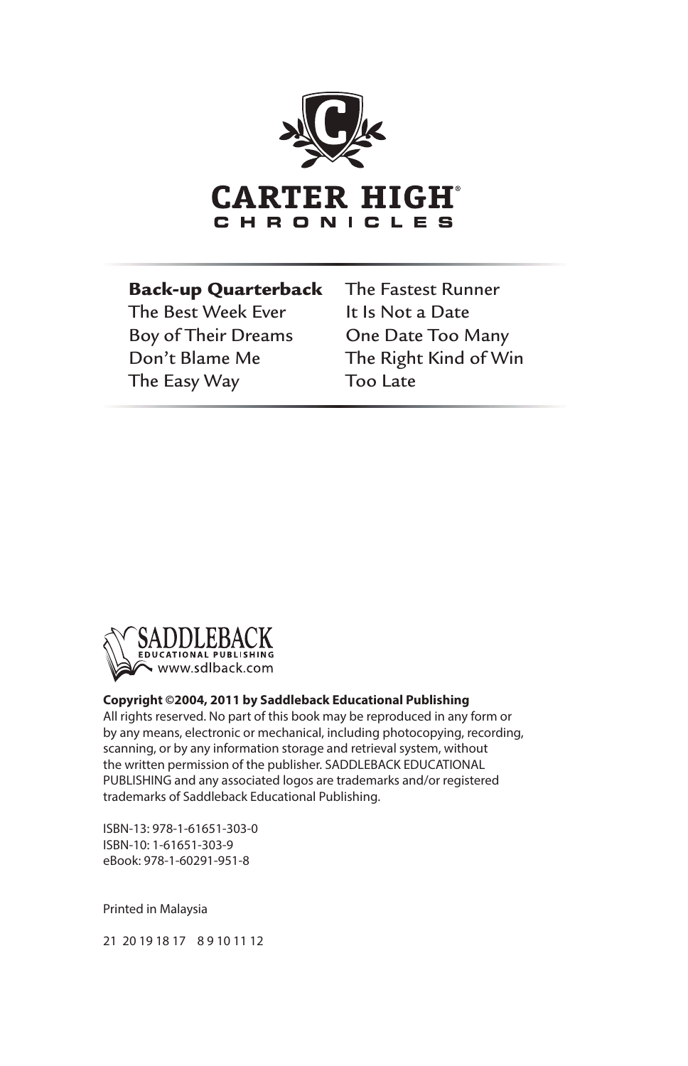# CARTER HIGH CHRONICLES

**Back-up Quarterback**
The Best Week Ever
Boy of Their Dreams
Don't Blame Me
The Easy Way
The Fastest Runner
It Is Not a Date
One Date Too Many
The Right Kind of Win
Too Late

SADDLEBACK EDUCATIONAL PUBLISHING
www.sdlback.com

**Copyright ©2004, 2011 by Saddleback Educational Publishing**
All rights reserved. No part of this book may be reproduced in any form or by any means, electronic or mechanical, including photocopying, recording, scanning, or by any information storage and retrieval system, without the written permission of the publisher. SADDLEBACK EDUCATIONAL PUBLISHING and any associated logos are trademarks and/or registered trademarks of Saddleback Educational Publishing.

ISBN-13: 978-1-61651-303-0
ISBN-10: 1-61651-303-9
eBook: 978-1-60291-951-8

Printed in Malaysia

21 20 19 18 17 8 9 10 11 12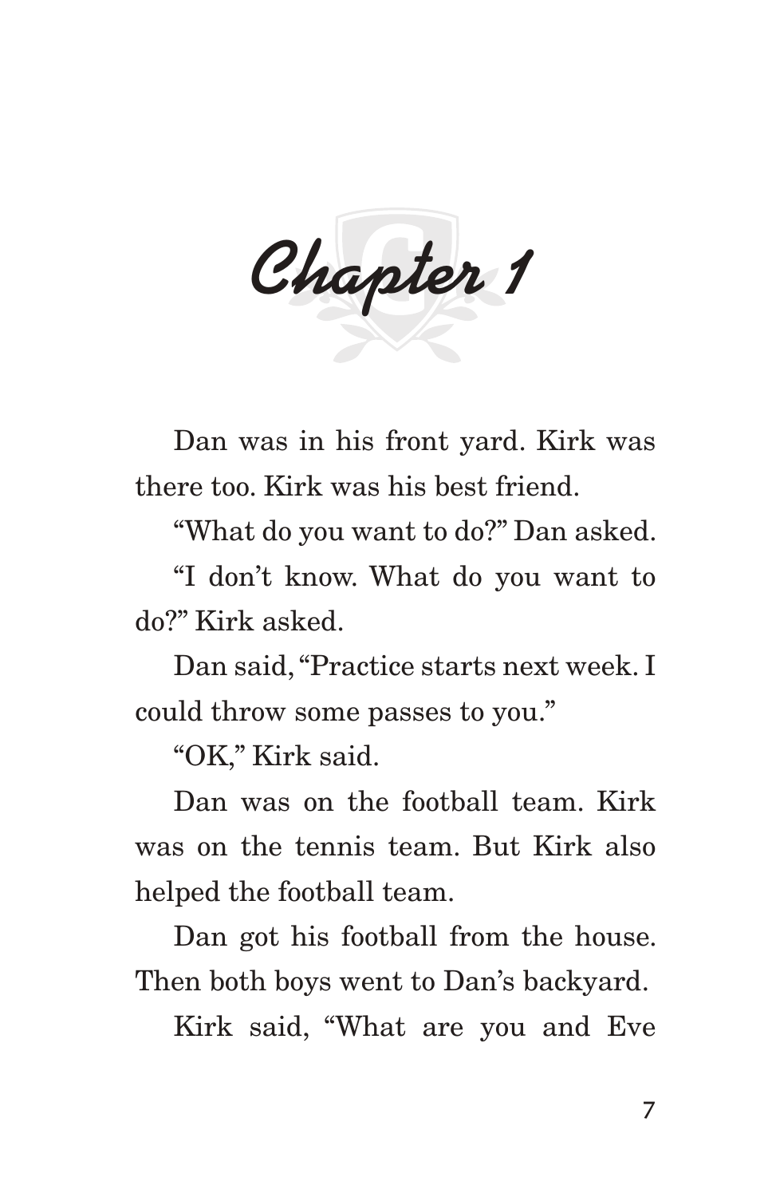# Chapter 1

Dan was in his front yard. Kirk was there too. Kirk was his best friend.

"What do you want to do?" Dan asked.

"I don't know. What do you want to do?" Kirk asked.

Dan said, "Practice starts next week. I could throw some passes to you."

"OK," Kirk said.

Dan was on the football team. Kirk was on the tennis team. But Kirk also helped the football team.

Dan got his football from the house. Then both boys went to Dan's backyard.

Kirk said, "What are you and Eve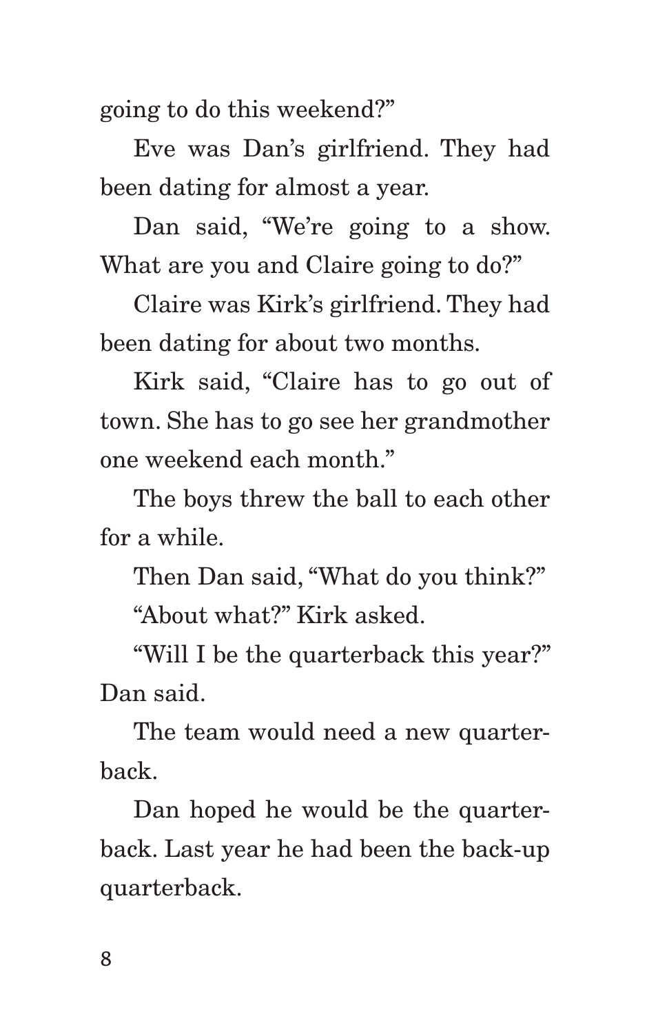going to do this weekend?"

Eve was Dan's girlfriend. They had been dating for almost a year.

Dan said, "We're going to a show. What are you and Claire going to do?"

Claire was Kirk's girlfriend. They had been dating for about two months.

Kirk said, "Claire has to go out of town. She has to go see her grandmother one weekend each month."

The boys threw the ball to each other for a while.

Then Dan said, "What do you think?"

"About what?" Kirk asked.

"Will I be the quarterback this year?" Dan said.

The team would need a new quarterback.

Dan hoped he would be the quarterback. Last year he had been the back-up quarterback.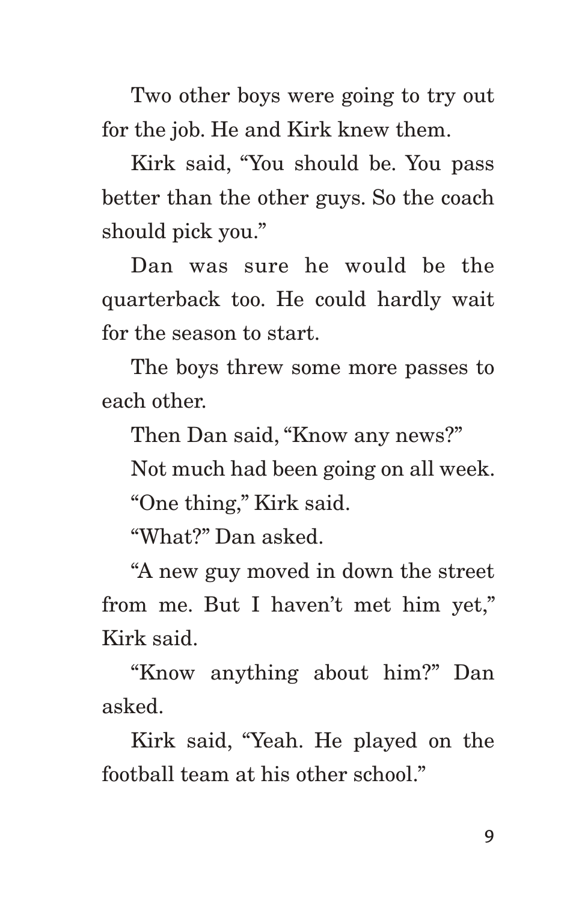Two other boys were going to try out for the job. He and Kirk knew them.

Kirk said, "You should be. You pass better than the other guys. So the coach should pick you."

Dan was sure he would be the quarterback too. He could hardly wait for the season to start.

The boys threw some more passes to each other.

Then Dan said, "Know any news?"

Not much had been going on all week.

"One thing," Kirk said.

"What?" Dan asked.

"A new guy moved in down the street from me. But I haven't met him yet," Kirk said.

"Know anything about him?" Dan asked.

Kirk said, "Yeah. He played on the football team at his other school."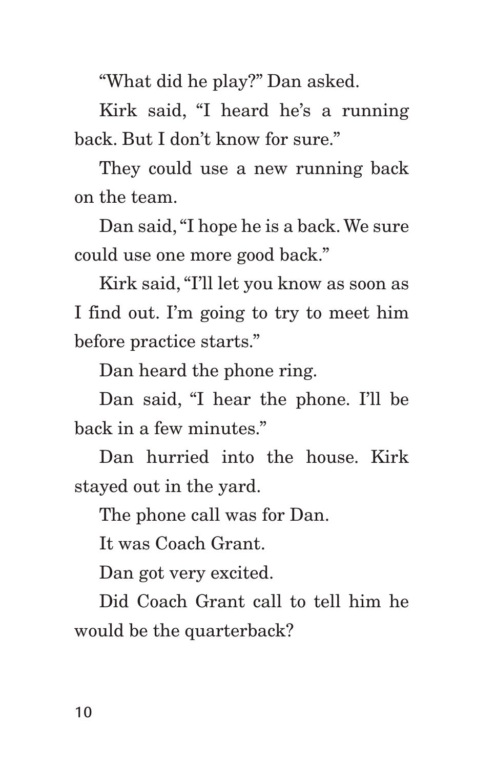"What did he play?" Dan asked.

Kirk said, "I heard he's a running back. But I don't know for sure."

They could use a new running back on the team.

Dan said, "I hope he is a back. We sure could use one more good back."

Kirk said, "I'll let you know as soon as I find out. I'm going to try to meet him before practice starts."

Dan heard the phone ring.

Dan said, "I hear the phone. I'll be back in a few minutes."

Dan hurried into the house. Kirk stayed out in the yard.

The phone call was for Dan.

It was Coach Grant.

Dan got very excited.

Did Coach Grant call to tell him he would be the quarterback?